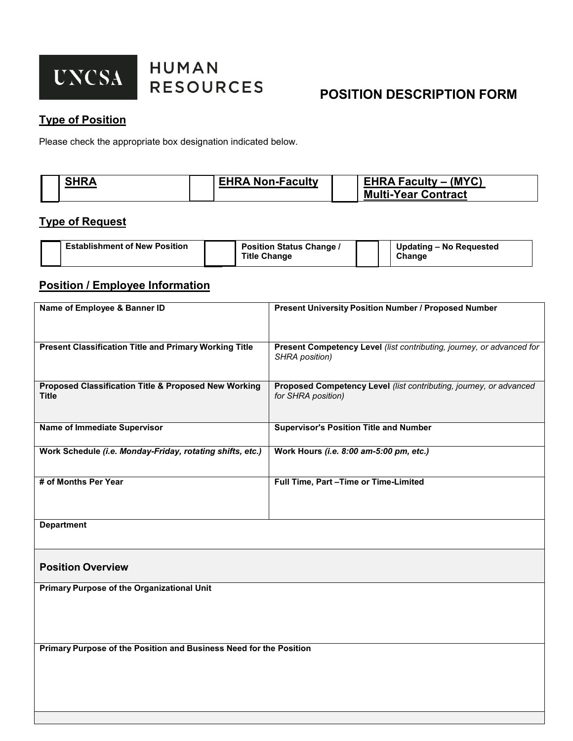UNCSA HUMAN RESOURCES

# POSITION DESCRIPTION FORM

## Type of Position

Please check the appropriate box designation indicated below.

| | | | | | |
|---|---|---|---|---|---|
| ☐ | **SHRA** | ☐ | **EHRA Non-Faculty** | ☐ | **EHRA Faculty – (MYC) Multi-Year Contract** |

## Type of Request

| | | | | | |
|---|---|---|---|---|---|
| ☐ | **Establishment of New Position** | ☐ | **Position Status Change / Title Change** | ☐ | **Updating – No Requested Change** |

## Position / Employee Information

| | |
|---|---|
| **Name of Employee & Banner ID** | **Present University Position Number / Proposed Number** |
| **Present Classification Title and Primary Working Title** | **Present Competency Level** *(list contributing, journey, or advanced for SHRA position)* |
| **Proposed Classification Title & Proposed New Working Title** | **Proposed Competency Level** *(list contributing, journey, or advanced for SHRA position)* |
| **Name of Immediate Supervisor** | **Supervisor's Position Title and Number** |
| **Work Schedule** ***(i.e. Monday-Friday, rotating shifts, etc.)*** | **Work Hours** ***(i.e. 8:00 am-5:00 pm, etc.)*** |
| **# of Months Per Year** | **Full Time, Part –Time or Time-Limited** |
| **Department** | |

### Position Overview

**Primary Purpose of the Organizational Unit**

**Primary Purpose of the Position and Business Need for the Position**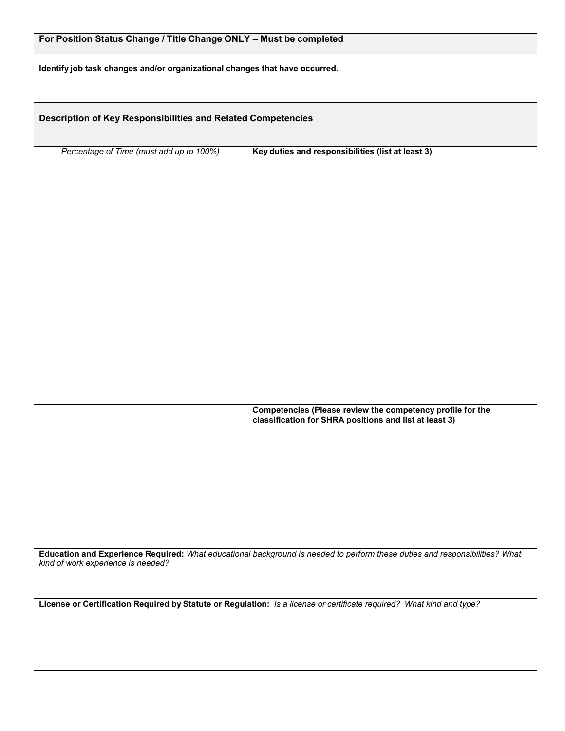**For Position Status Change / Title Change ONLY – Must be completed**

**Identify job task changes and/or organizational changes that have occurred.**

**Description of Key Responsibilities and Related Competencies**

| *Percentage of Time (must add up to 100%)* | **Key duties and responsibilities (list at least 3)** |
|---|---|
| | |
| | **Competencies (Please review the competency profile for the classification for SHRA positions and list at least 3)** |

**Education and Experience Required:** *What educational background is needed to perform these duties and responsibilities? What kind of work experience is needed?*

**License or Certification Required by Statute or Regulation:** *Is a license or certificate required? What kind and type?*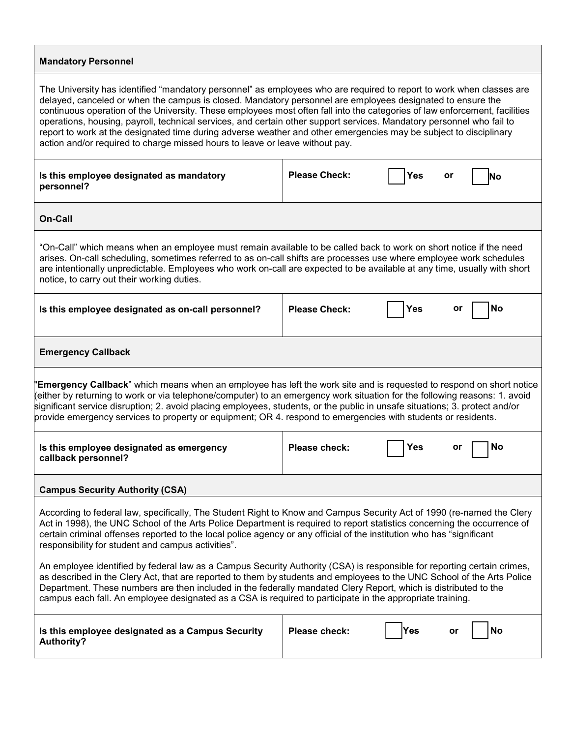**Mandatory Personnel**

The University has identified "mandatory personnel" as employees who are required to report to work when classes are delayed, canceled or when the campus is closed. Mandatory personnel are employees designated to ensure the continuous operation of the University. These employees most often fall into the categories of law enforcement, facilities operations, housing, payroll, technical services, and certain other support services. Mandatory personnel who fail to report to work at the designated time during adverse weather and other emergencies may be subject to disciplinary action and/or required to charge missed hours to leave or leave without pay.

| | |
|---|---|
| **Is this employee designated as mandatory personnel?** | **Please Check:** ☐ **Yes** **or** ☐ **No** |

**On-Call**

"On-Call" which means when an employee must remain available to be called back to work on short notice if the need arises. On-call scheduling, sometimes referred to as on-call shifts are processes use where employee work schedules are intentionally unpredictable. Employees who work on-call are expected to be available at any time, usually with short notice, to carry out their working duties.

| | |
|---|---|
| **Is this employee designated as on-call personnel?** | **Please Check:** ☐ **Yes** **or** ☐ **No** |

**Emergency Callback**

"**Emergency Callback**" which means when an employee has left the work site and is requested to respond on short notice (either by returning to work or via telephone/computer) to an emergency work situation for the following reasons: 1. avoid significant service disruption; 2. avoid placing employees, students, or the public in unsafe situations; 3. protect and/or provide emergency services to property or equipment; OR 4. respond to emergencies with students or residents.

| | |
|---|---|
| **Is this employee designated as emergency callback personnel?** | **Please check:** ☐ **Yes** **or** ☐ **No** |

**Campus Security Authority (CSA)**

According to federal law, specifically, The Student Right to Know and Campus Security Act of 1990 (re-named the Clery Act in 1998), the UNC School of the Arts Police Department is required to report statistics concerning the occurrence of certain criminal offenses reported to the local police agency or any official of the institution who has "significant responsibility for student and campus activities".

An employee identified by federal law as a Campus Security Authority (CSA) is responsible for reporting certain crimes, as described in the Clery Act, that are reported to them by students and employees to the UNC School of the Arts Police Department. These numbers are then included in the federally mandated Clery Report, which is distributed to the campus each fall. An employee designated as a CSA is required to participate in the appropriate training.

| | |
|---|---|
| **Is this employee designated as a Campus Security Authority?** | **Please check:** ☐ **Yes** **or** ☐ **No** |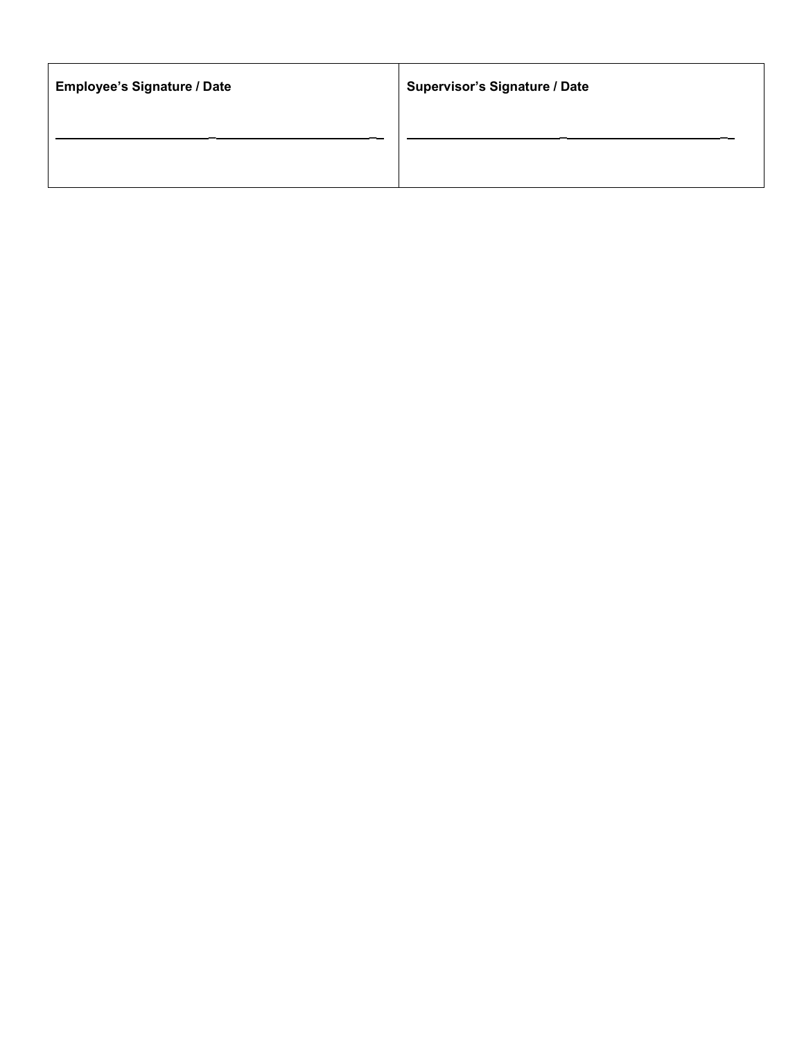| **Employee's Signature / Date** | **Supervisor's Signature / Date** |
| --- | --- |
| ______________________ ______________________ | ______________________ ______________________ |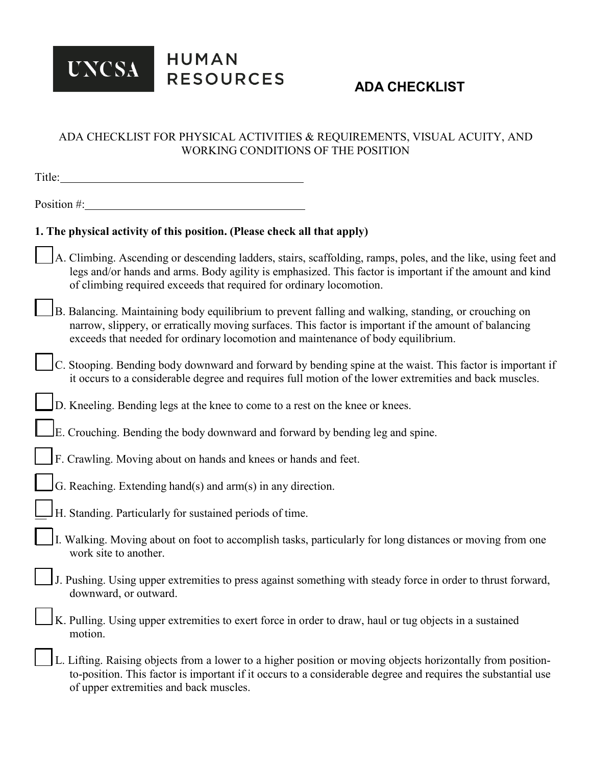UNCSA HUMAN RESOURCES

## ADA CHECKLIST

ADA CHECKLIST FOR PHYSICAL ACTIVITIES & REQUIREMENTS, VISUAL ACUITY, AND WORKING CONDITIONS OF THE POSITION

Title:\_\_\_\_\_\_\_\_\_\_\_\_\_\_\_\_\_\_\_\_\_\_\_\_\_\_\_\_\_\_\_\_\_\_\_\_\_\_\_\_\_\_\_\_

Position #:\_\_\_\_\_\_\_\_\_\_\_\_\_\_\_\_\_\_\_\_\_\_\_\_\_\_\_\_\_\_\_\_\_\_\_\_\_\_\_\_

**1. The physical activity of this position. (Please check all that apply)**

- [ ] A. Climbing. Ascending or descending ladders, stairs, scaffolding, ramps, poles, and the like, using feet and legs and/or hands and arms. Body agility is emphasized. This factor is important if the amount and kind of climbing required exceeds that required for ordinary locomotion.
- [ ] B. Balancing. Maintaining body equilibrium to prevent falling and walking, standing, or crouching on narrow, slippery, or erratically moving surfaces. This factor is important if the amount of balancing exceeds that needed for ordinary locomotion and maintenance of body equilibrium.
- [ ] C. Stooping. Bending body downward and forward by bending spine at the waist. This factor is important if it occurs to a considerable degree and requires full motion of the lower extremities and back muscles.
- [ ] D. Kneeling. Bending legs at the knee to come to a rest on the knee or knees.
- [ ] E. Crouching. Bending the body downward and forward by bending leg and spine.
- [ ] F. Crawling. Moving about on hands and knees or hands and feet.
- [ ] G. Reaching. Extending hand(s) and arm(s) in any direction.
- [ ] H. Standing. Particularly for sustained periods of time.
- [ ] I. Walking. Moving about on foot to accomplish tasks, particularly for long distances or moving from one work site to another.
- [ ] J. Pushing. Using upper extremities to press against something with steady force in order to thrust forward, downward, or outward.
- [ ] K. Pulling. Using upper extremities to exert force in order to draw, haul or tug objects in a sustained motion.
- [ ] L. Lifting. Raising objects from a lower to a higher position or moving objects horizontally from position-to-position. This factor is important if it occurs to a considerable degree and requires the substantial use of upper extremities and back muscles.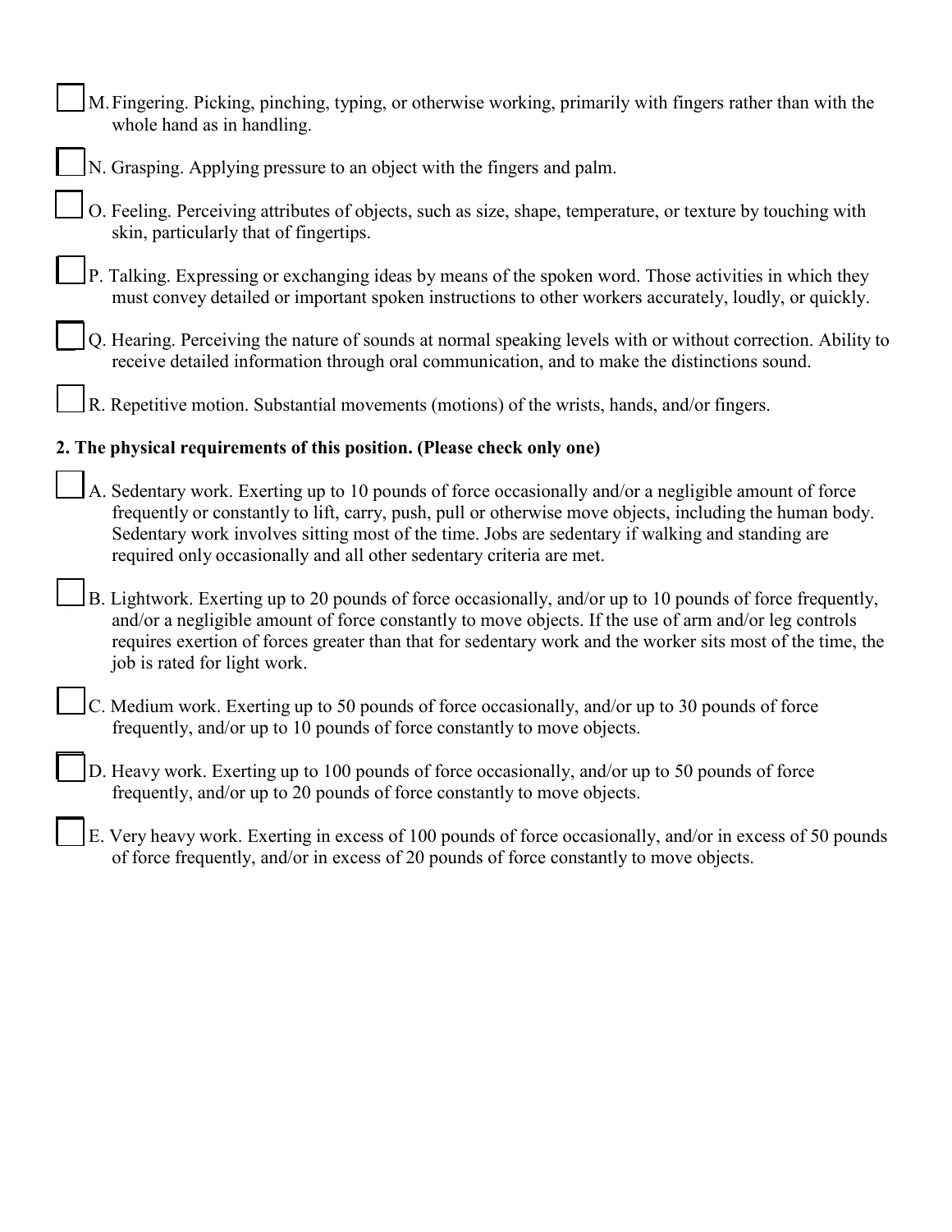- [ ] M. Fingering. Picking, pinching, typing, or otherwise working, primarily with fingers rather than with the whole hand as in handling.
- [ ] N. Grasping. Applying pressure to an object with the fingers and palm.
- [ ] O. Feeling. Perceiving attributes of objects, such as size, shape, temperature, or texture by touching with skin, particularly that of fingertips.
- [ ] P. Talking. Expressing or exchanging ideas by means of the spoken word. Those activities in which they must convey detailed or important spoken instructions to other workers accurately, loudly, or quickly.
- [ ] Q. Hearing. Perceiving the nature of sounds at normal speaking levels with or without correction. Ability to receive detailed information through oral communication, and to make the distinctions sound.
- [ ] R. Repetitive motion. Substantial movements (motions) of the wrists, hands, and/or fingers.

**2. The physical requirements of this position. (Please check only one)**

- [ ] A. Sedentary work. Exerting up to 10 pounds of force occasionally and/or a negligible amount of force frequently or constantly to lift, carry, push, pull or otherwise move objects, including the human body. Sedentary work involves sitting most of the time. Jobs are sedentary if walking and standing are required only occasionally and all other sedentary criteria are met.
- [ ] B. Lightwork. Exerting up to 20 pounds of force occasionally, and/or up to 10 pounds of force frequently, and/or a negligible amount of force constantly to move objects. If the use of arm and/or leg controls requires exertion of forces greater than that for sedentary work and the worker sits most of the time, the job is rated for light work.
- [ ] C. Medium work. Exerting up to 50 pounds of force occasionally, and/or up to 30 pounds of force frequently, and/or up to 10 pounds of force constantly to move objects.
- [ ] D. Heavy work. Exerting up to 100 pounds of force occasionally, and/or up to 50 pounds of force frequently, and/or up to 20 pounds of force constantly to move objects.
- [ ] E. Very heavy work. Exerting in excess of 100 pounds of force occasionally, and/or in excess of 50 pounds of force frequently, and/or in excess of 20 pounds of force constantly to move objects.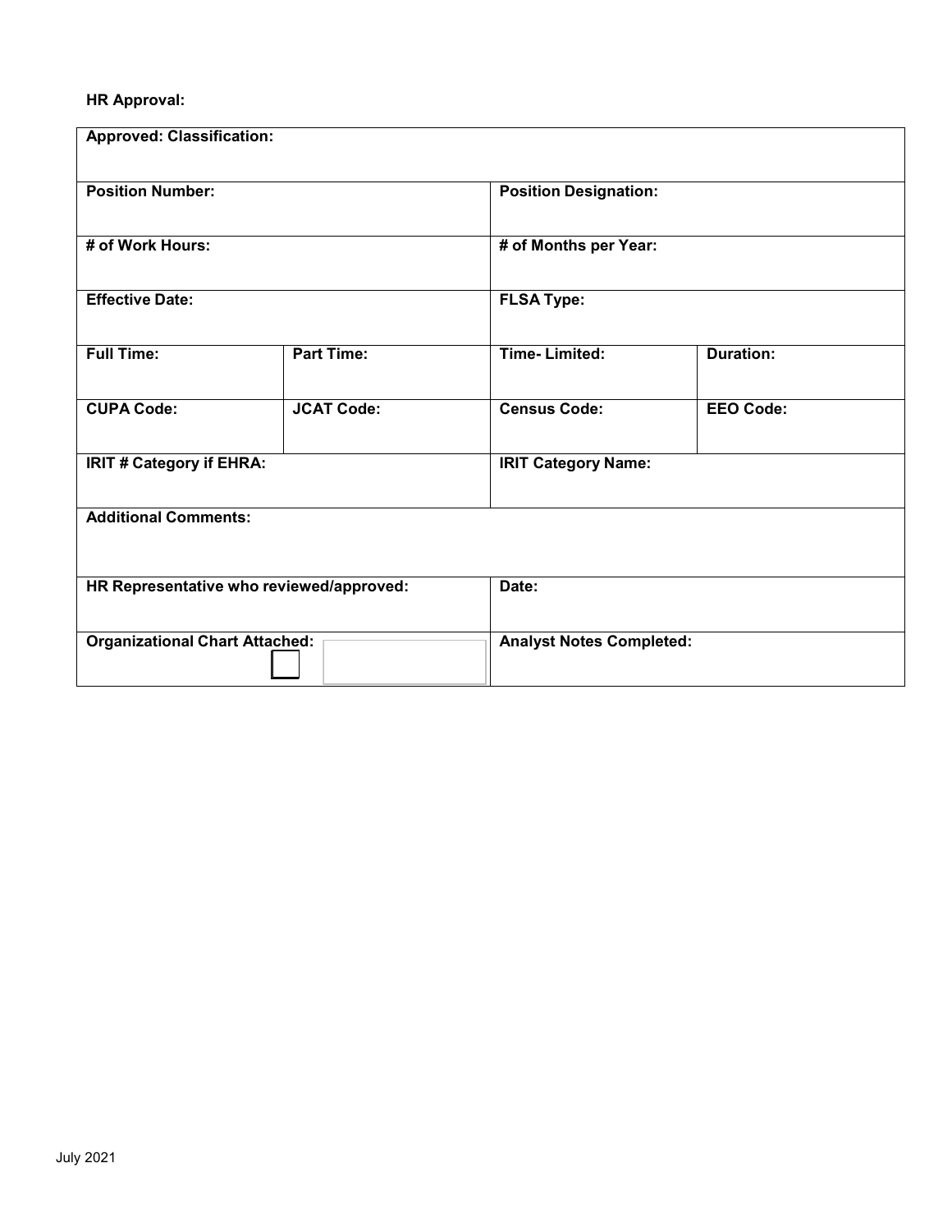**HR Approval:**

| | | | |
|---|---|---|---|
| **Approved: Classification:** | | | |
| **Position Number:** | | **Position Designation:** | |
| **# of Work Hours:** | | **# of Months per Year:** | |
| **Effective Date:** | | **FLSA Type:** | |
| **Full Time:** | **Part Time:** | **Time- Limited:** | **Duration:** |
| **CUPA Code:** | **JCAT Code:** | **Census Code:** | **EEO Code:** |
| **IRIT # Category if EHRA:** | | **IRIT Category Name:** | |
| **Additional Comments:** | | | |
| **HR Representative who reviewed/approved:** | | **Date:** | |
| **Organizational Chart Attached:** ☐ | | **Analyst Notes Completed:** | |

July 2021